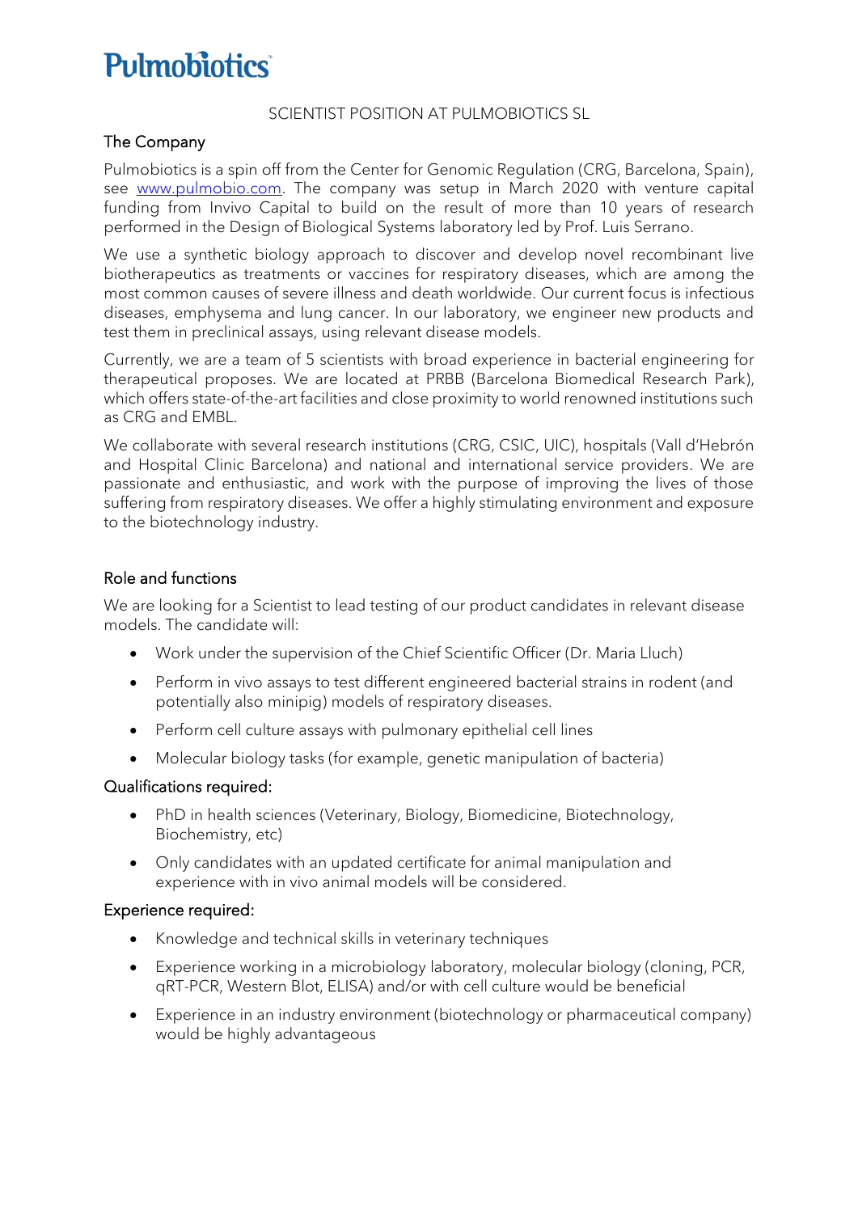# Pulmobiotics

SCIENTIST POSITION AT PULMOBIOTICS SL

## The Company

Pulmobiotics is a spin off from the Center for Genomic Regulation (CRG, Barcelona, Spain), see [www.pulmobio.com](www.pulmobio.com). The company was setup in March 2020 with venture capital funding from Invivo Capital to build on the result of more than 10 years of research performed in the Design of Biological Systems laboratory led by Prof. Luis Serrano.

We use a synthetic biology approach to discover and develop novel recombinant live biotherapeutics as treatments or vaccines for respiratory diseases, which are among the most common causes of severe illness and death worldwide. Our current focus is infectious diseases, emphysema and lung cancer. In our laboratory, we engineer new products and test them in preclinical assays, using relevant disease models.

Currently, we are a team of 5 scientists with broad experience in bacterial engineering for therapeutical proposes. We are located at PRBB (Barcelona Biomedical Research Park), which offers state-of-the-art facilities and close proximity to world renowned institutions such as CRG and EMBL.

We collaborate with several research institutions (CRG, CSIC, UIC), hospitals (Vall d'Hebrón and Hospital Clinic Barcelona) and national and international service providers. We are passionate and enthusiastic, and work with the purpose of improving the lives of those suffering from respiratory diseases. We offer a highly stimulating environment and exposure to the biotechnology industry.

## Role and functions

We are looking for a Scientist to lead testing of our product candidates in relevant disease models. The candidate will:

- Work under the supervision of the Chief Scientific Officer (Dr. Maria Lluch)
- Perform in vivo assays to test different engineered bacterial strains in rodent (and potentially also minipig) models of respiratory diseases.
- Perform cell culture assays with pulmonary epithelial cell lines
- Molecular biology tasks (for example, genetic manipulation of bacteria)

## Qualifications required:

- PhD in health sciences (Veterinary, Biology, Biomedicine, Biotechnology, Biochemistry, etc)
- Only candidates with an updated certificate for animal manipulation and experience with in vivo animal models will be considered.

## Experience required:

- Knowledge and technical skills in veterinary techniques
- Experience working in a microbiology laboratory, molecular biology (cloning, PCR, qRT-PCR, Western Blot, ELISA) and/or with cell culture would be beneficial
- Experience in an industry environment (biotechnology or pharmaceutical company) would be highly advantageous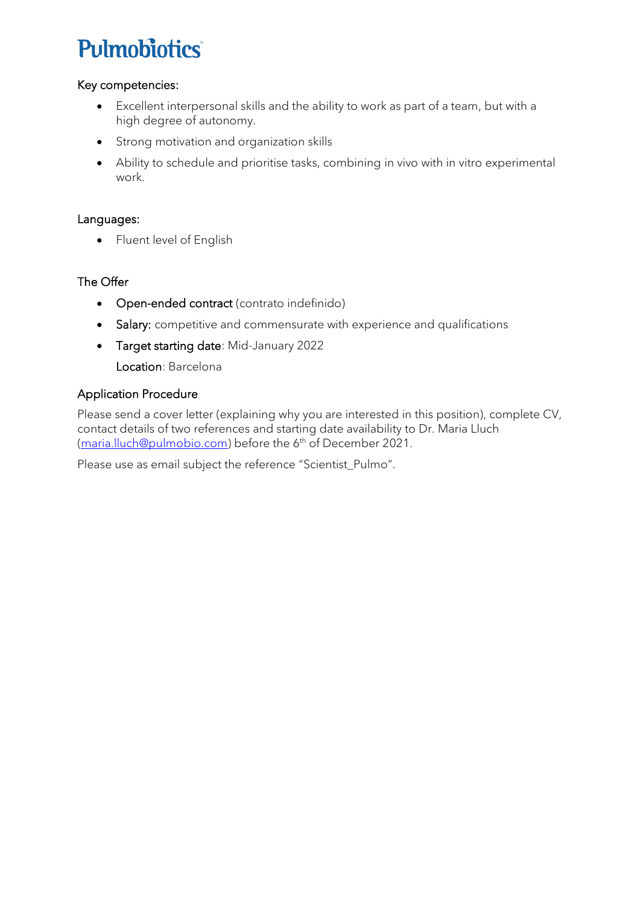Key competencies:

- Excellent interpersonal skills and the ability to work as part of a team, but with a high degree of autonomy.
- Strong motivation and organization skills
- Ability to schedule and prioritise tasks, combining in vivo with in vitro experimental work.

Languages:

- Fluent level of English

The Offer

- Open-ended contract (contrato indefinido)
- Salary: competitive and commensurate with experience and qualifications
- Target starting date: Mid-January 2022

  Location: Barcelona

Application Procedure

Please send a cover letter (explaining why you are interested in this position), complete CV, contact details of two references and starting date availability to Dr. Maria Lluch (maria.lluch@pulmobio.com) before the 6th of December 2021.

Please use as email subject the reference "Scientist_Pulmo".